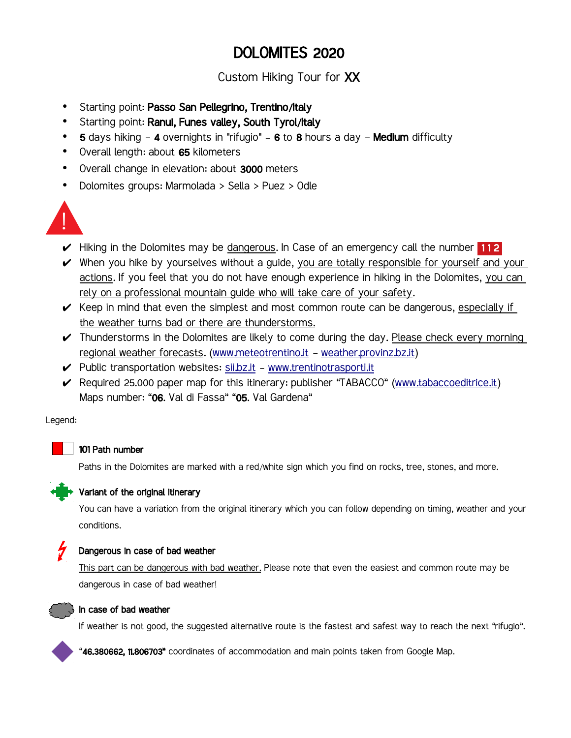# DOLOMITES 2020

Custom Hiking Tour for **XX**

- Starting point: **Passo San Pellegrino, Trentino/Italy**
- Starting point: **Ranui, Funes valley, South Tyrol/Italy**
- **5** days hiking – **4** overnights in "rifugio" – **6** to **8** hours a day – **Medium** difficulty
- Overall length: about **65** kilometers
- Overall change in elevation: about **3000** meters
- Dolomites groups: Marmolada > Sella > Puez > Odle

!

- ✔ Hiking in the Dolomites may be dangerous. In Case of an emergency call the number **112**
- ✔ When you hike by yourselves without a guide, you are totally responsible for yourself and your actions. If you feel that you do not have enough experience in hiking in the Dolomites, you can rely on a professional mountain guide who will take care of your safety.
- ✔ Keep in mind that even the simplest and most common route can be dangerous, especially if the weather turns bad or there are thunderstorms.
- ✔ Thunderstorms in the Dolomites are likely to come during the day. Please check every morning regional weather forecasts. (www.meteotrentino.it – weather.provinz.bz.it)
- ✔ Public transportation websites: sii.bz.it – www.trentinotrasporti.it
- ✔ Required 25.000 paper map for this itinerary: publisher "TABACCO" (www.tabaccoeditrice.it) Maps number: "**06**. Val di Fassa" "**05**. Val Gardena"

Legend:

**101 Path number**

Paths in the Dolomites are marked with a red/white sign which you find on rocks, tree, stones, and more.

**Variant of the original itinerary**

You can have a variation from the original itinerary which you can follow depending on timing, weather and your conditions.

**Dangerous in case of bad weather**

This part can be dangerous with bad weather. Please note that even the easiest and common route may be dangerous in case of bad weather!

**In case of bad weather**

If weather is not good, the suggested alternative route is the fastest and safest way to reach the next "rifugio".

"**46.380662, 11.806703**" coordinates of accommodation and main points taken from Google Map.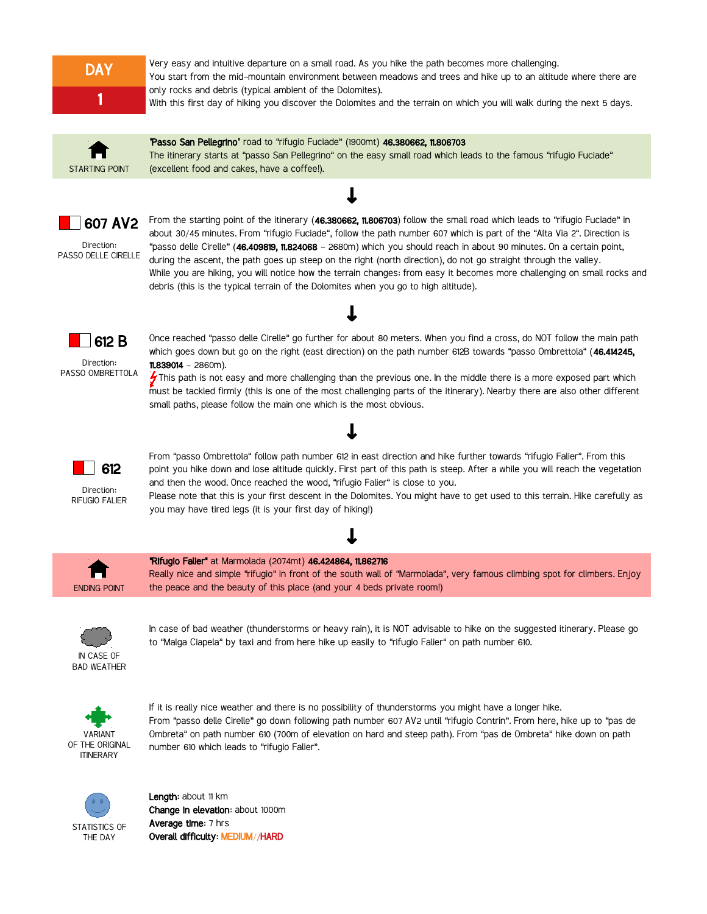## DAY 1

Very easy and intuitive departure on a small road. As you hike the path becomes more challenging.
You start from the mid-mountain environment between meadows and trees and hike up to an altitude where there are only rocks and debris (typical ambient of the Dolomites).
With this first day of hiking you discover the Dolomites and the terrain on which you will walk during the next 5 days.

**STARTING POINT**

"**Passo San Pellegrino**" road to "rifugio Fuciade" (1900mt) **46.380662, 11.806703**
The itinerary starts at "passo San Pellegrino" on the easy small road which leads to the famous "rifugio Fuciade" (excellent food and cakes, have a coffee!).

↓

**607 AV2**
Direction:
PASSO DELLE CIRELLE

From the starting point of the itinerary (**46.380662, 11.806703**) follow the small road which leads to "rifugio Fuciade" in about 30/45 minutes. From "rifugio Fuciade", follow the path number 607 which is part of the "Alta Via 2". Direction is "passo delle Cirelle" (**46.409819, 11.824068** – 2680m) which you should reach in about 90 minutes. On a certain point, during the ascent, the path goes up steep on the right (north direction), do not go straight through the valley.
While you are hiking, you will notice how the terrain changes: from easy it becomes more challenging on small rocks and debris (this is the typical terrain of the Dolomites when you go to high altitude).

↓

**612 B**
Direction:
PASSO OMBRETTOLA

Once reached "passo delle Cirelle" go further for about 80 meters. When you find a cross, do NOT follow the main path which goes down but go on the right (east direction) on the path number 612B towards "passo Ombrettola" (**46.414245, 11.839014** – 2860m).
⚡This path is not easy and more challenging than the previous one. In the middle there is a more exposed part which must be tackled firmly (this is one of the most challenging parts of the itinerary). Nearby there are also other different small paths, please follow the main one which is the most obvious.

↓

**612**
Direction:
RIFUGIO FALIER

From "passo Ombrettola" follow path number 612 in east direction and hike further towards "rifugio Falier". From this point you hike down and lose altitude quickly. First part of this path is steep. After a while you will reach the vegetation and then the wood. Once reached the wood, "rifugio Falier" is close to you.
Please note that this is your first descent in the Dolomites. You might have to get used to this terrain. Hike carefully as you may have tired legs (it is your first day of hiking!)

↓

**ENDING POINT**

"**Rifugio Falier**" at Marmolada (2074mt) **46.424864, 11.862716**
Really nice and simple "rifugio" in front of the south wall of "Marmolada", very famous climbing spot for climbers. Enjoy the peace and the beauty of this place (and your 4 beds private room!)

**IN CASE OF BAD WEATHER**

In case of bad weather (thunderstorms or heavy rain), it is NOT advisable to hike on the suggested itinerary. Please go to "Malga Ciapela" by taxi and from here hike up easily to "rifugio Falier" on path number 610.

**VARIANT OF THE ORIGINAL ITINERARY**

If it is really nice weather and there is no possibility of thunderstorms you might have a longer hike.
From "passo delle Cirelle" go down following path number 607 AV2 until "rifugio Contrin". From here, hike up to "pas de Ombreta" on path number 610 (700m of elevation on hard and steep path). From "pas de Ombreta" hike down on path number 610 which leads to "rifugio Falier".

**STATISTICS OF THE DAY**

**Length**: about 11 km
**Change in elevation**: about 1000m
**Average time**: 7 hrs
**Overall difficulty**: MEDIUM//HARD